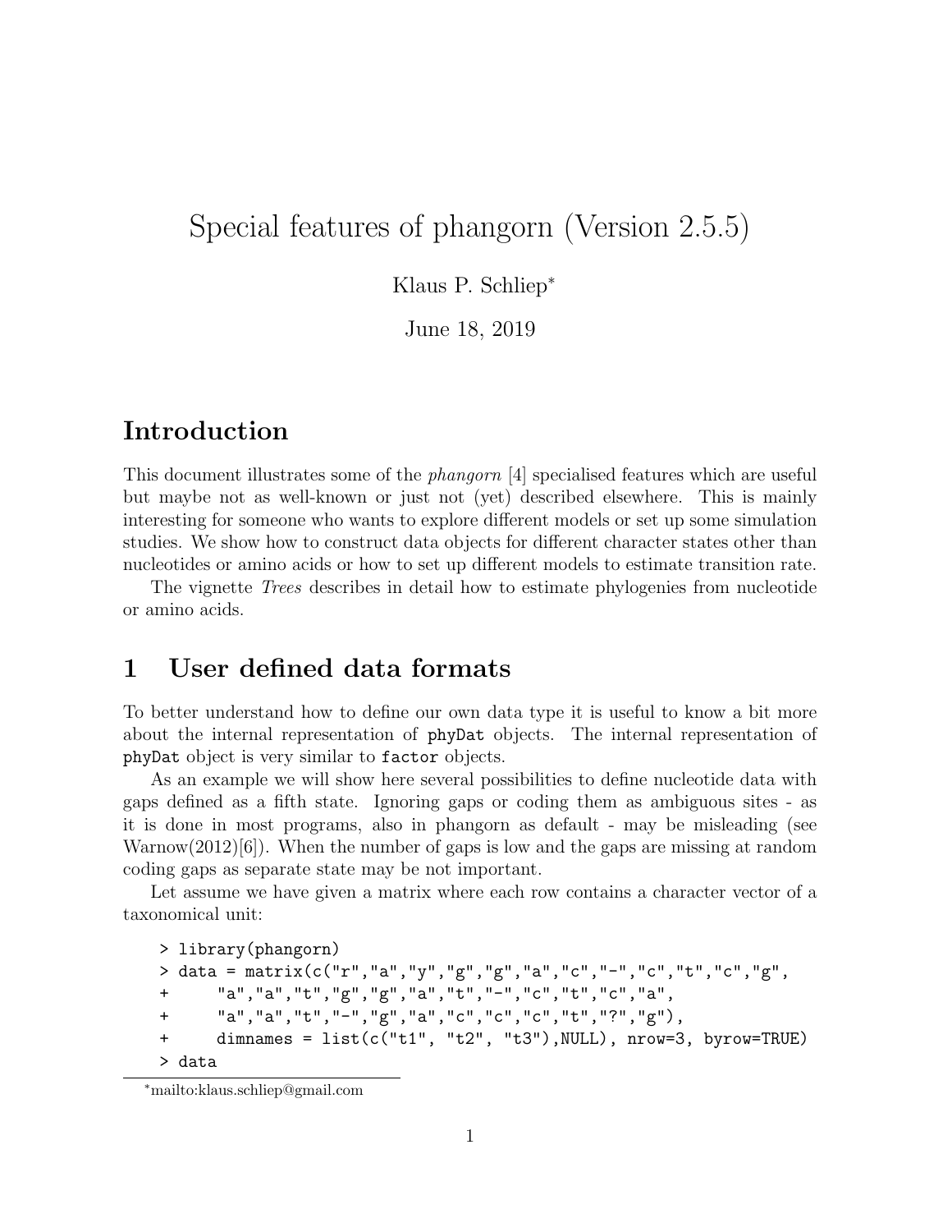# Special features of phangorn (Version 2.5.5)

Klaus P. Schliep*

June 18, 2019

## Introduction

This document illustrates some of the *phangorn* [4] specialised features which are useful but maybe not as well-known or just not (yet) described elsewhere. This is mainly interesting for someone who wants to explore different models or set up some simulation studies. We show how to construct data objects for different character states other than nucleotides or amino acids or how to set up different models to estimate transition rate.

The vignette *Trees* describes in detail how to estimate phylogenies from nucleotide or amino acids.

## 1 User defined data formats

To better understand how to define our own data type it is useful to know a bit more about the internal representation of `phyDat` objects. The internal representation of `phyDat` object is very similar to `factor` objects.

As an example we will show here several possibilities to define nucleotide data with gaps defined as a fifth state. Ignoring gaps or coding them as ambiguous sites - as it is done in most programs, also in phangorn as default - may be misleading (see Warnow(2012)[6]). When the number of gaps is low and the gaps are missing at random coding gaps as separate state may be not important.

Let assume we have given a matrix where each row contains a character vector of a taxonomical unit:

```
> library(phangorn)
> data = matrix(c("r","a","y","g","g","a","c","-","c","t","c","g",
+     "a","a","t","g","g","a","t","-","c","t","c","a",
+     "a","a","t","-","g","a","c","c","c","t","?","g"),
+     dimnames = list(c("t1", "t2", "t3"),NULL), nrow=3, byrow=TRUE)
> data
```

*mailto:klaus.schliep@gmail.com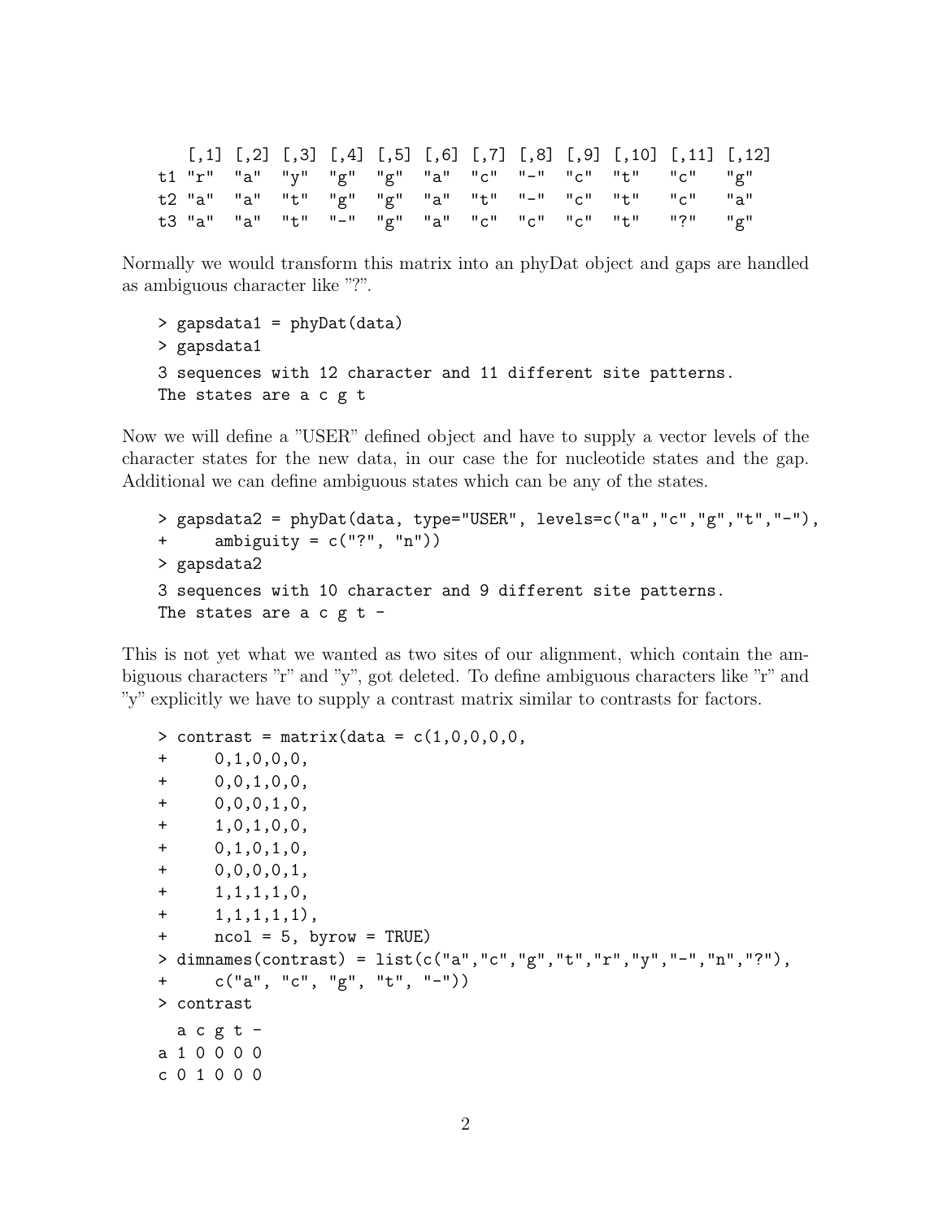```
   [,1] [,2] [,3] [,4] [,5] [,6] [,7] [,8] [,9] [,10] [,11] [,12]
t1 "r"  "a"  "y"  "g"  "g"  "a"  "c"  "-"  "c"  "t"   "c"   "g"
t2 "a"  "a"  "t"  "g"  "g"  "a"  "t"  "-"  "c"  "t"   "c"   "a"
t3 "a"  "a"  "t"  "-"  "g"  "a"  "c"  "c"  "c"  "t"   "?"   "g"
```

Normally we would transform this matrix into an phyDat object and gaps are handled as ambiguous character like "?".

```
> gapsdata1 = phyDat(data)
> gapsdata1
3 sequences with 12 character and 11 different site patterns.
The states are a c g t
```

Now we will define a "USER" defined object and have to supply a vector levels of the character states for the new data, in our case the for nucleotide states and the gap. Additional we can define ambiguous states which can be any of the states.

```
> gapsdata2 = phyDat(data, type="USER", levels=c("a","c","g","t","-"),
+     ambiguity = c("?", "n"))
> gapsdata2
3 sequences with 10 character and 9 different site patterns.
The states are a c g t -
```

This is not yet what we wanted as two sites of our alignment, which contain the ambiguous characters "r" and "y", got deleted. To define ambiguous characters like "r" and "y" explicitly we have to supply a contrast matrix similar to contrasts for factors.

```
> contrast = matrix(data = c(1,0,0,0,0,
+     0,1,0,0,0,
+     0,0,1,0,0,
+     0,0,0,1,0,
+     1,0,1,0,0,
+     0,1,0,1,0,
+     0,0,0,0,1,
+     1,1,1,1,0,
+     1,1,1,1,1),
+     ncol = 5, byrow = TRUE)
> dimnames(contrast) = list(c("a","c","g","t","r","y","-","n","?"),
+     c("a", "c", "g", "t", "-"))
> contrast
  a c g t -
a 1 0 0 0 0
c 0 1 0 0 0
```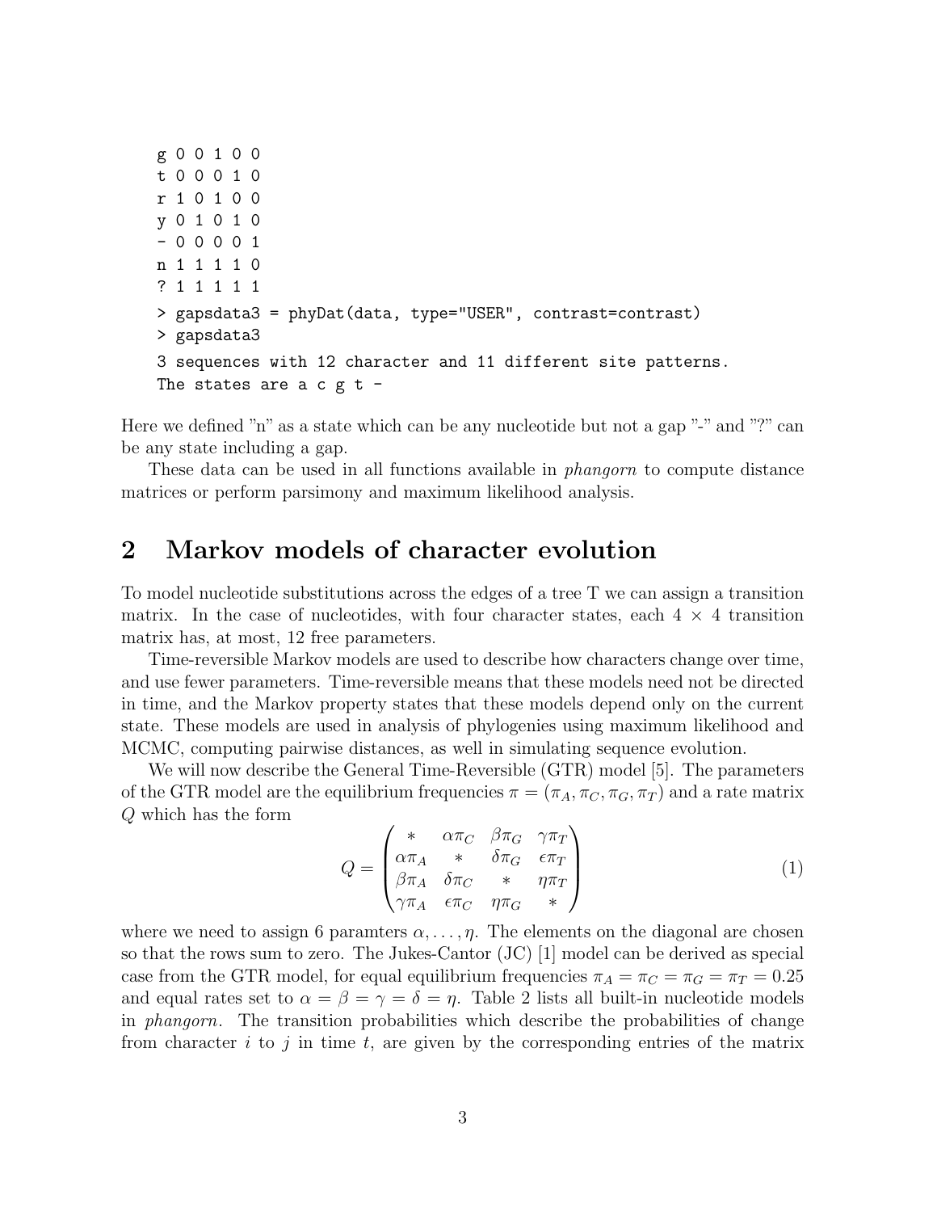```
g 0 0 1 0 0
t 0 0 0 1 0
r 1 0 1 0 0
y 0 1 0 1 0
- 0 0 0 0 1
n 1 1 1 1 0
? 1 1 1 1 1
> gapsdata3 = phyDat(data, type="USER", contrast=contrast)
> gapsdata3
3 sequences with 12 character and 11 different site patterns.
The states are a c g t -
```

Here we defined "n" as a state which can be any nucleotide but not a gap "-" and "?" can be any state including a gap.

These data can be used in all functions available in *phangorn* to compute distance matrices or perform parsimony and maximum likelihood analysis.

## 2 Markov models of character evolution

To model nucleotide substitutions across the edges of a tree T we can assign a transition matrix. In the case of nucleotides, with four character states, each $4 \times 4$ transition matrix has, at most, 12 free parameters.

Time-reversible Markov models are used to describe how characters change over time, and use fewer parameters. Time-reversible means that these models need not be directed in time, and the Markov property states that these models depend only on the current state. These models are used in analysis of phylogenies using maximum likelihood and MCMC, computing pairwise distances, as well in simulating sequence evolution.

We will now describe the General Time-Reversible (GTR) model [5]. The parameters of the GTR model are the equilibrium frequencies $\pi = (\pi_A, \pi_C, \pi_G, \pi_T)$ and a rate matrix $Q$ which has the form

$$Q = \begin{pmatrix} * & \alpha\pi_C & \beta\pi_G & \gamma\pi_T \\ \alpha\pi_A & * & \delta\pi_G & \epsilon\pi_T \\ \beta\pi_A & \delta\pi_C & * & \eta\pi_T \\ \gamma\pi_A & \epsilon\pi_C & \eta\pi_G & * \end{pmatrix} \tag{1}$$

where we need to assign 6 paramters $\alpha, \dots, \eta$. The elements on the diagonal are chosen so that the rows sum to zero. The Jukes-Cantor (JC) [1] model can be derived as special case from the GTR model, for equal equilibrium frequencies $\pi_A = \pi_C = \pi_G = \pi_T = 0.25$ and equal rates set to $\alpha = \beta = \gamma = \delta = \eta$. Table 2 lists all built-in nucleotide models in *phangorn*. The transition probabilities which describe the probabilities of change from character $i$ to $j$ in time $t$, are given by the corresponding entries of the matrix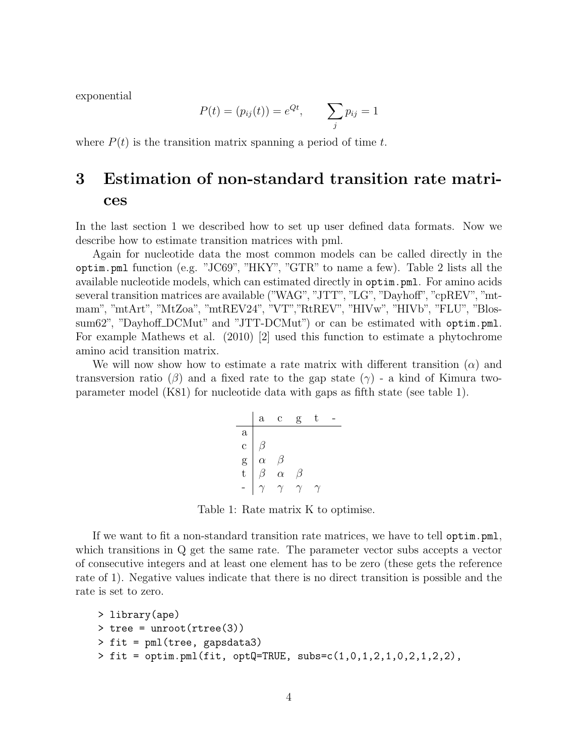exponential

$$P(t) = (p_{ij}(t)) = e^{Qt}, \qquad \sum_j p_{ij} = 1$$

where $P(t)$ is the transition matrix spanning a period of time $t$.

# 3 Estimation of non-standard transition rate matrices

In the last section 1 we described how to set up user defined data formats. Now we describe how to estimate transition matrices with pml.

Again for nucleotide data the most common models can be called directly in the `optim.pml` function (e.g. "JC69", "HKY", "GTR" to name a few). Table 2 lists all the available nucleotide models, which can estimated directly in `optim.pml`. For amino acids several transition matrices are available ("WAG", "JTT", "LG", "Dayhoff", "cpREV", "mtmam", "mtArt", "MtZoa", "mtREV24", "VT","RtREV", "HIVw", "HIVb", "FLU", "Blossum62", "Dayhoff_DCMut" and "JTT-DCMut") or can be estimated with `optim.pml`. For example Mathews et al. (2010) [2] used this function to estimate a phytochrome amino acid transition matrix.

We will now show how to estimate a rate matrix with different transition ($\alpha$) and transversion ratio ($\beta$) and a fixed rate to the gap state ($\gamma$) - a kind of Kimura two-parameter model (K81) for nucleotide data with gaps as fifth state (see table 1).

|   | a | c | g | t | - |
|---|---|---|---|---|---|
| a |   |   |   |   |   |
| c | $\beta$ |   |   |   |   |
| g | $\alpha$ | $\beta$ |   |   |   |
| t | $\beta$ | $\alpha$ | $\beta$ |   |   |
| - | $\gamma$ | $\gamma$ | $\gamma$ | $\gamma$ |   |

Table 1: Rate matrix K to optimise.

If we want to fit a non-standard transition rate matrices, we have to tell `optim.pml`, which transitions in Q get the same rate. The parameter vector subs accepts a vector of consecutive integers and at least one element has to be zero (these gets the reference rate of 1). Negative values indicate that there is no direct transition is possible and the rate is set to zero.

```
> library(ape)
> tree = unroot(rtree(3))
> fit = pml(tree, gapsdata3)
> fit = optim.pml(fit, optQ=TRUE, subs=c(1,0,1,2,1,0,2,1,2,2),
```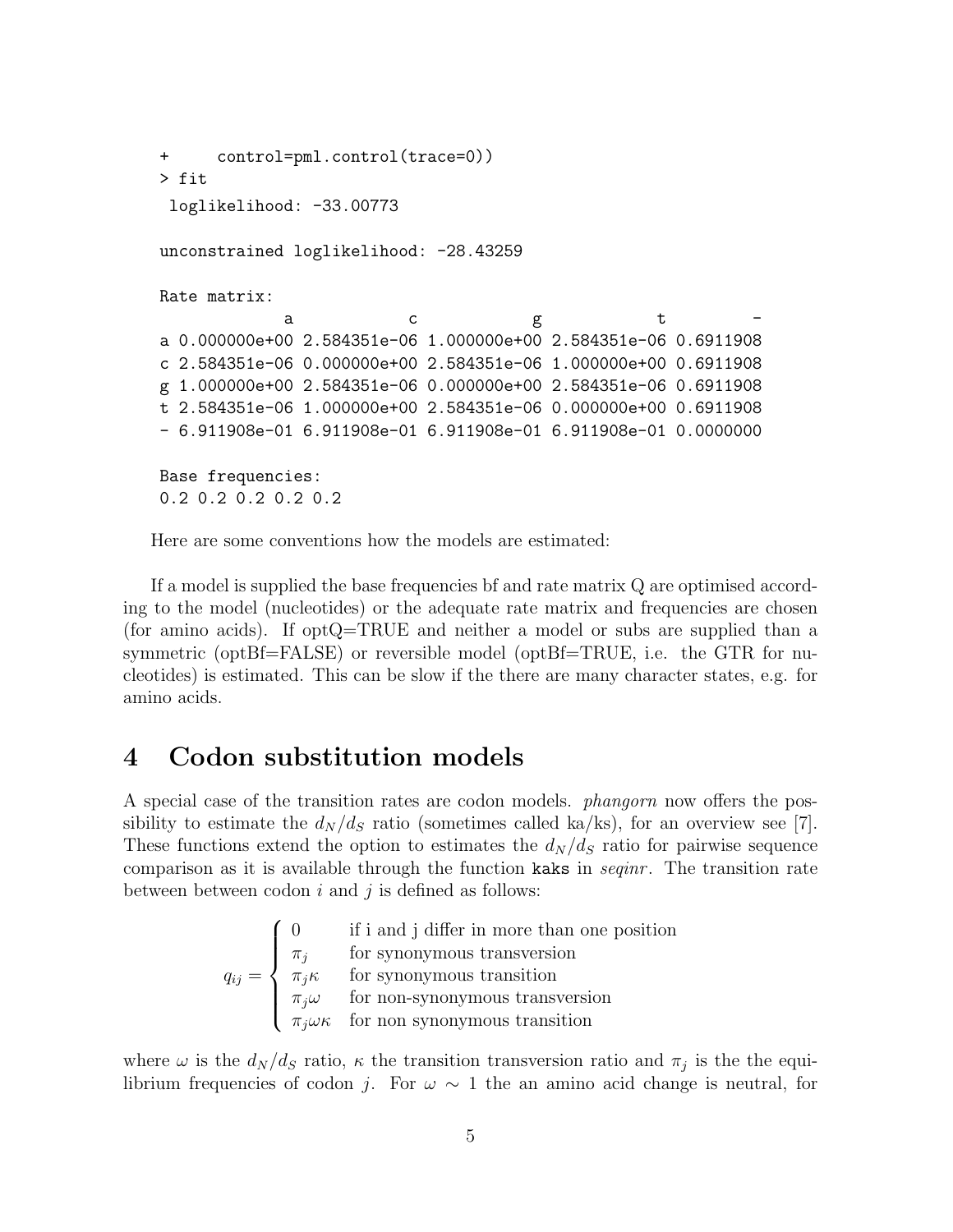```
+     control=pml.control(trace=0))
> fit
 loglikelihood: -33.00773

unconstrained loglikelihood: -28.43259

Rate matrix:
             a            c            g            t         -
a 0.000000e+00 2.584351e-06 1.000000e+00 2.584351e-06 0.6911908
c 2.584351e-06 0.000000e+00 2.584351e-06 1.000000e+00 0.6911908
g 1.000000e+00 2.584351e-06 0.000000e+00 2.584351e-06 0.6911908
t 2.584351e-06 1.000000e+00 2.584351e-06 0.000000e+00 0.6911908
- 6.911908e-01 6.911908e-01 6.911908e-01 6.911908e-01 0.0000000

Base frequencies:
0.2 0.2 0.2 0.2 0.2
```

Here are some conventions how the models are estimated:

If a model is supplied the base frequencies bf and rate matrix Q are optimised according to the model (nucleotides) or the adequate rate matrix and frequencies are chosen (for amino acids). If optQ=TRUE and neither a model or subs are supplied than a symmetric (optBf=FALSE) or reversible model (optBf=TRUE, i.e. the GTR for nucleotides) is estimated. This can be slow if the there are many character states, e.g. for amino acids.

# 4 Codon substitution models

A special case of the transition rates are codon models. *phangorn* now offers the possibility to estimate the $d_N/d_S$ ratio (sometimes called ka/ks), for an overview see [7]. These functions extend the option to estimates the $d_N/d_S$ ratio for pairwise sequence comparison as it is available through the function `kaks` in *seqinr*. The transition rate between between codon $i$ and $j$ is defined as follows:

$$q_{ij} = \begin{cases} 0 & \text{if i and j differ in more than one position} \\ \pi_j & \text{for synonymous transversion} \\ \pi_j \kappa & \text{for synonymous transition} \\ \pi_j \omega & \text{for non-synonymous transversion} \\ \pi_j \omega \kappa & \text{for non synonymous transition} \end{cases}$$

where $\omega$ is the $d_N/d_S$ ratio, $\kappa$ the transition transversion ratio and $\pi_j$ is the the equilibrium frequencies of codon $j$. For $\omega \sim 1$ the an amino acid change is neutral, for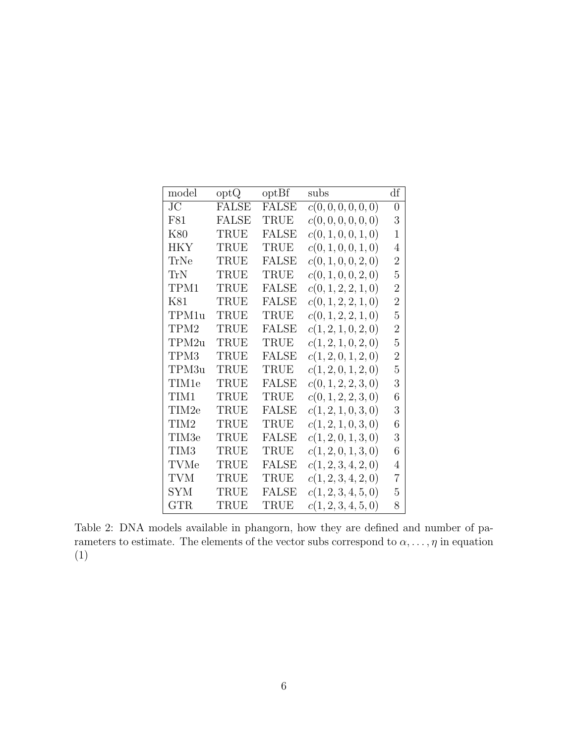| model | optQ | optBf | subs | df |
|---|---|---|---|---|
| JC | FALSE | FALSE | $c(0, 0, 0, 0, 0, 0)$ | 0 |
| F81 | FALSE | TRUE | $c(0, 0, 0, 0, 0, 0)$ | 3 |
| K80 | TRUE | FALSE | $c(0, 1, 0, 0, 1, 0)$ | 1 |
| HKY | TRUE | TRUE | $c(0, 1, 0, 0, 1, 0)$ | 4 |
| TrNe | TRUE | FALSE | $c(0, 1, 0, 0, 2, 0)$ | 2 |
| TrN | TRUE | TRUE | $c(0, 1, 0, 0, 2, 0)$ | 5 |
| TPM1 | TRUE | FALSE | $c(0, 1, 2, 2, 1, 0)$ | 2 |
| K81 | TRUE | FALSE | $c(0, 1, 2, 2, 1, 0)$ | 2 |
| TPM1u | TRUE | TRUE | $c(0, 1, 2, 2, 1, 0)$ | 5 |
| TPM2 | TRUE | FALSE | $c(1, 2, 1, 0, 2, 0)$ | 2 |
| TPM2u | TRUE | TRUE | $c(1, 2, 1, 0, 2, 0)$ | 5 |
| TPM3 | TRUE | FALSE | $c(1, 2, 0, 1, 2, 0)$ | 2 |
| TPM3u | TRUE | TRUE | $c(1, 2, 0, 1, 2, 0)$ | 5 |
| TIM1e | TRUE | FALSE | $c(0, 1, 2, 2, 3, 0)$ | 3 |
| TIM1 | TRUE | TRUE | $c(0, 1, 2, 2, 3, 0)$ | 6 |
| TIM2e | TRUE | FALSE | $c(1, 2, 1, 0, 3, 0)$ | 3 |
| TIM2 | TRUE | TRUE | $c(1, 2, 1, 0, 3, 0)$ | 6 |
| TIM3e | TRUE | FALSE | $c(1, 2, 0, 1, 3, 0)$ | 3 |
| TIM3 | TRUE | TRUE | $c(1, 2, 0, 1, 3, 0)$ | 6 |
| TVMe | TRUE | FALSE | $c(1, 2, 3, 4, 2, 0)$ | 4 |
| TVM | TRUE | TRUE | $c(1, 2, 3, 4, 2, 0)$ | 7 |
| SYM | TRUE | FALSE | $c(1, 2, 3, 4, 5, 0)$ | 5 |
| GTR | TRUE | TRUE | $c(1, 2, 3, 4, 5, 0)$ | 8 |

Table 2: DNA models available in phangorn, how they are defined and number of parameters to estimate. The elements of the vector subs correspond to $\alpha, \ldots, \eta$ in equation (1)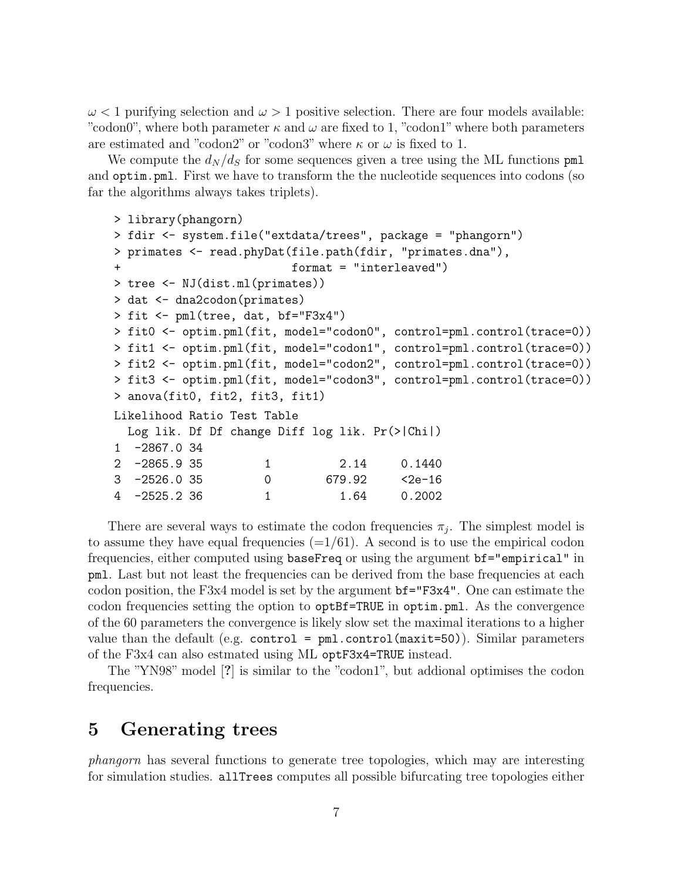$\omega < 1$ purifying selection and $\omega > 1$ positive selection. There are four models available: "codon0", where both parameter $\kappa$ and $\omega$ are fixed to 1, "codon1" where both parameters are estimated and "codon2" or "codon3" where $\kappa$ or $\omega$ is fixed to 1.

We compute the $d_N/d_S$ for some sequences given a tree using the ML functions `pml` and `optim.pml`. First we have to transform the the nucleotide sequences into codons (so far the algorithms always takes triplets).

```
> library(phangorn)
> fdir <- system.file("extdata/trees", package = "phangorn")
> primates <- read.phyDat(file.path(fdir, "primates.dna"),
+                         format = "interleaved")
> tree <- NJ(dist.ml(primates))
> dat <- dna2codon(primates)
> fit <- pml(tree, dat, bf="F3x4")
> fit0 <- optim.pml(fit, model="codon0", control=pml.control(trace=0))
> fit1 <- optim.pml(fit, model="codon1", control=pml.control(trace=0))
> fit2 <- optim.pml(fit, model="codon2", control=pml.control(trace=0))
> fit3 <- optim.pml(fit, model="codon3", control=pml.control(trace=0))
> anova(fit0, fit2, fit3, fit1)
Likelihood Ratio Test Table
  Log lik. Df Df change Diff log lik. Pr(>|Chi|)
1  -2867.0 34
2  -2865.9 35         1          2.14     0.1440
3  -2526.0 35         0        679.92     <2e-16
4  -2525.2 36         1          1.64     0.2002
```

There are several ways to estimate the codon frequencies $\pi_j$. The simplest model is to assume they have equal frequencies (=1/61). A second is to use the empirical codon frequencies, either computed using `baseFreq` or using the argument `bf="empirical"` in `pml`. Last but not least the frequencies can be derived from the base frequencies at each codon position, the F3x4 model is set by the argument `bf="F3x4"`. One can estimate the codon frequencies setting the option to `optBf=TRUE` in `optim.pml`. As the convergence of the 60 parameters the convergence is likely slow set the maximal iterations to a higher value than the default (e.g. `control = pml.control(maxit=50)`). Similar parameters of the F3x4 can also estmated using ML `optF3x4=TRUE` instead.

The "YN98" model [?] is similar to the "codon1", but addional optimises the codon frequencies.

# 5 Generating trees

*phangorn* has several functions to generate tree topologies, which may are interesting for simulation studies. `allTrees` computes all possible bifurcating tree topologies either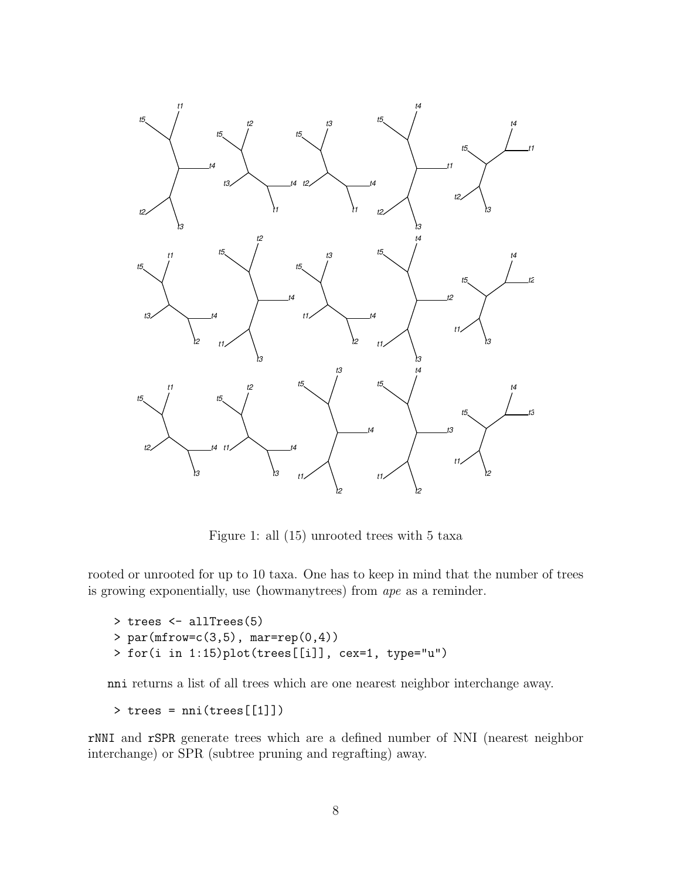Figure 1: all (15) unrooted trees with 5 taxa

rooted or unrooted for up to 10 taxa. One has to keep in mind that the number of trees is growing exponentially, use (howmanytrees) from *ape* as a reminder.

```
> trees <- allTrees(5)
> par(mfrow=c(3,5), mar=rep(0,4))
> for(i in 1:15)plot(trees[[i]], cex=1, type="u")
```

nni returns a list of all trees which are one nearest neighbor interchange away.

```
> trees = nni(trees[[1]])
```

rNNI and rSPR generate trees which are a defined number of NNI (nearest neighbor interchange) or SPR (subtree pruning and regrafting) away.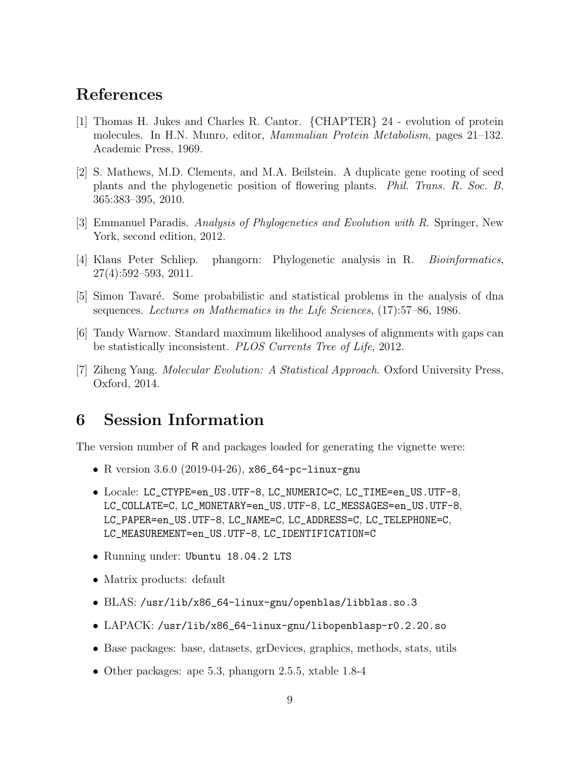# References

[1] Thomas H. Jukes and Charles R. Cantor. {CHAPTER} 24 - evolution of protein molecules. In H.N. Munro, editor, *Mammalian Protein Metabolism*, pages 21–132. Academic Press, 1969.

[2] S. Mathews, M.D. Clements, and M.A. Beilstein. A duplicate gene rooting of seed plants and the phylogenetic position of flowering plants. *Phil. Trans. R. Soc. B*, 365:383–395, 2010.

[3] Emmanuel Paradis. *Analysis of Phylogenetics and Evolution with R*. Springer, New York, second edition, 2012.

[4] Klaus Peter Schliep. phangorn: Phylogenetic analysis in R. *Bioinformatics*, 27(4):592–593, 2011.

[5] Simon Tavaré. Some probabilistic and statistical problems in the analysis of dna sequences. *Lectures on Mathematics in the Life Sciences*, (17):57–86, 1986.

[6] Tandy Warnow. Standard maximum likelihood analyses of alignments with gaps can be statistically inconsistent. *PLOS Currents Tree of Life*, 2012.

[7] Ziheng Yang. *Molecular Evolution: A Statistical Approach*. Oxford University Press, Oxford, 2014.

# 6 Session Information

The version number of R and packages loaded for generating the vignette were:

- R version 3.6.0 (2019-04-26), `x86_64-pc-linux-gnu`
- Locale: `LC_CTYPE=en_US.UTF-8`, `LC_NUMERIC=C`, `LC_TIME=en_US.UTF-8`, `LC_COLLATE=C`, `LC_MONETARY=en_US.UTF-8`, `LC_MESSAGES=en_US.UTF-8`, `LC_PAPER=en_US.UTF-8`, `LC_NAME=C`, `LC_ADDRESS=C`, `LC_TELEPHONE=C`, `LC_MEASUREMENT=en_US.UTF-8`, `LC_IDENTIFICATION=C`
- Running under: `Ubuntu 18.04.2 LTS`
- Matrix products: default
- BLAS: `/usr/lib/x86_64-linux-gnu/openblas/libblas.so.3`
- LAPACK: `/usr/lib/x86_64-linux-gnu/libopenblasp-r0.2.20.so`
- Base packages: base, datasets, grDevices, graphics, methods, stats, utils
- Other packages: ape 5.3, phangorn 2.5.5, xtable 1.8-4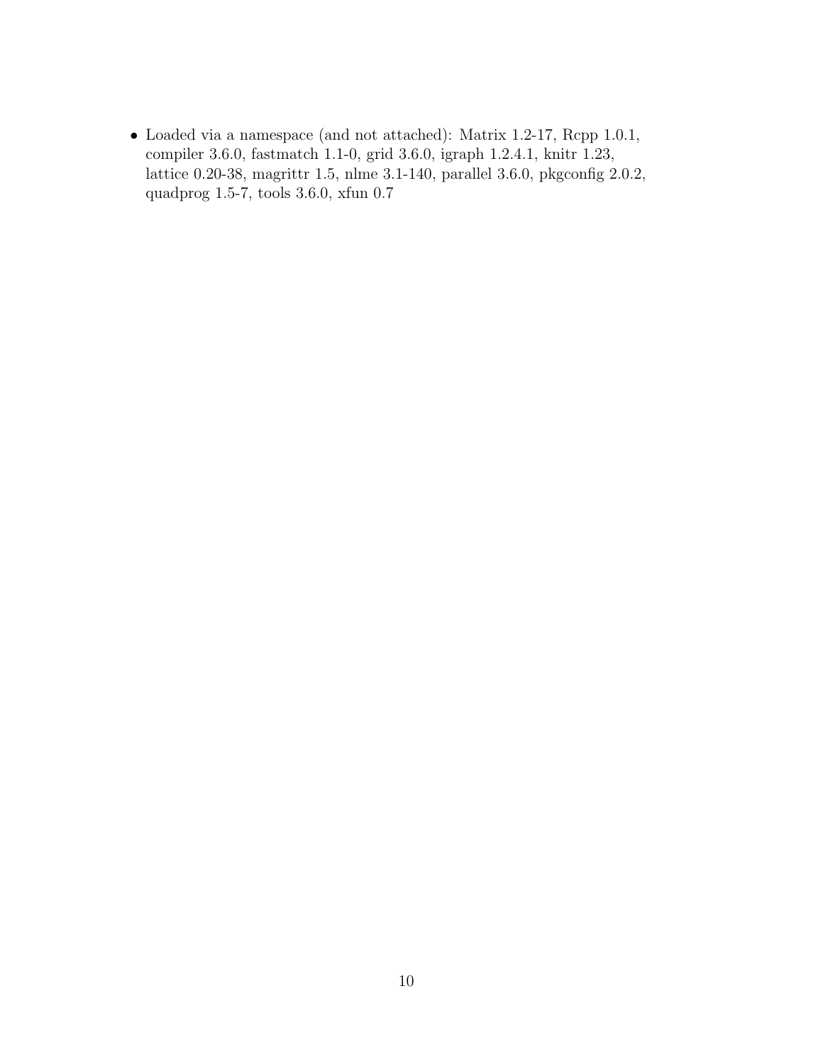- Loaded via a namespace (and not attached): Matrix 1.2-17, Rcpp 1.0.1, compiler 3.6.0, fastmatch 1.1-0, grid 3.6.0, igraph 1.2.4.1, knitr 1.23, lattice 0.20-38, magrittr 1.5, nlme 3.1-140, parallel 3.6.0, pkgconfig 2.0.2, quadprog 1.5-7, tools 3.6.0, xfun 0.7